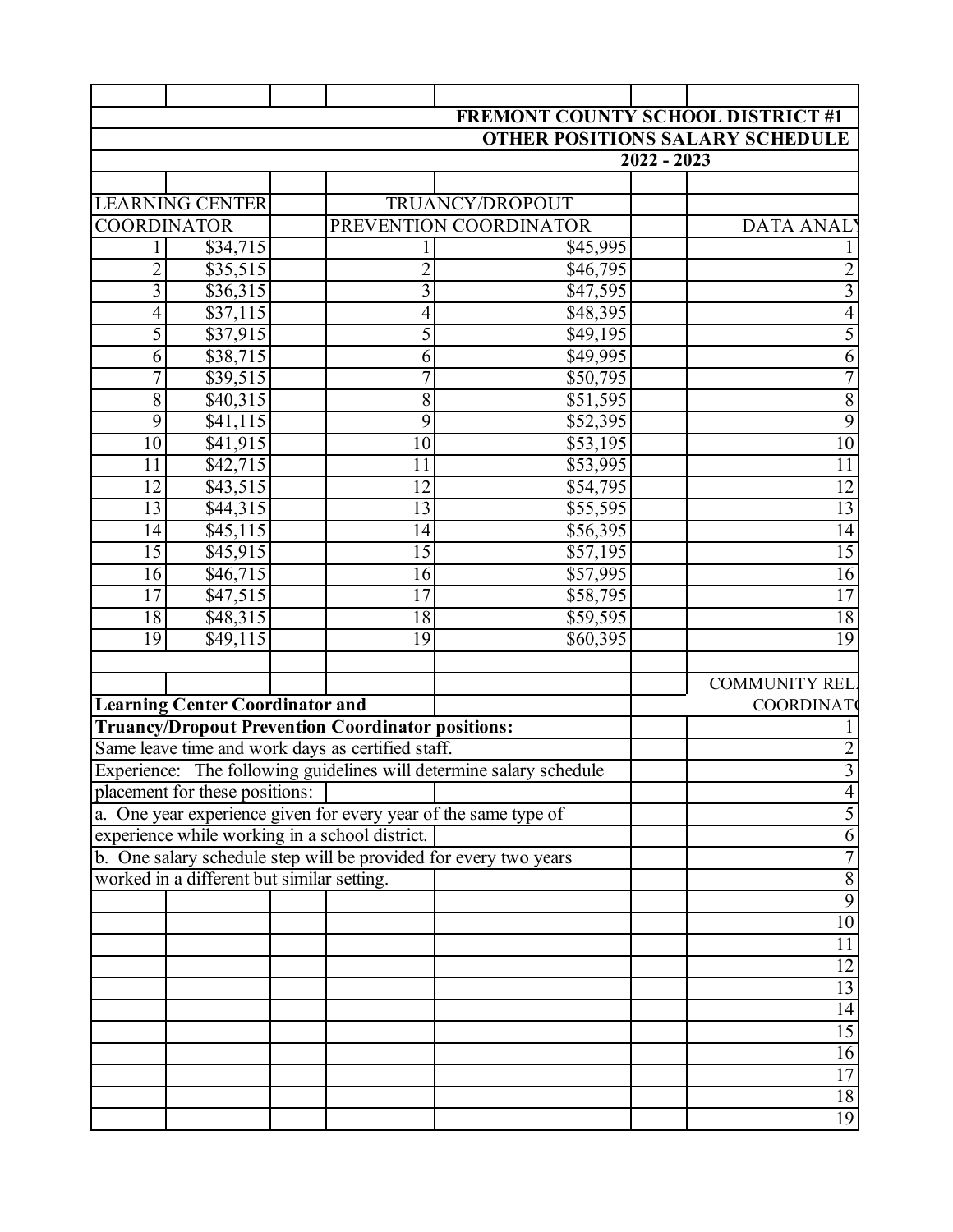**FREMONT COUNTY SCHOOL DISTRICT #1**
**OTHER POSITIONS SALARY SCHEDULE**
**2022 - 2023**

| LEARNING CENTER COORDINATOR | | | TRUANCY/DROPOUT PREVENTION COORDINATOR | | | DATA ANALY |
|---|---|---|---|---|---|---|
| 1 | $34,715 | | 1 | $45,995 | | 1 |
| 2 | $35,515 | | 2 | $46,795 | | 2 |
| 3 | $36,315 | | 3 | $47,595 | | 3 |
| 4 | $37,115 | | 4 | $48,395 | | 4 |
| 5 | $37,915 | | 5 | $49,195 | | 5 |
| 6 | $38,715 | | 6 | $49,995 | | 6 |
| 7 | $39,515 | | 7 | $50,795 | | 7 |
| 8 | $40,315 | | 8 | $51,595 | | 8 |
| 9 | $41,115 | | 9 | $52,395 | | 9 |
| 10 | $41,915 | | 10 | $53,195 | | 10 |
| 11 | $42,715 | | 11 | $53,995 | | 11 |
| 12 | $43,515 | | 12 | $54,795 | | 12 |
| 13 | $44,315 | | 13 | $55,595 | | 13 |
| 14 | $45,115 | | 14 | $56,395 | | 14 |
| 15 | $45,915 | | 15 | $57,195 | | 15 |
| 16 | $46,715 | | 16 | $57,995 | | 16 |
| 17 | $47,515 | | 17 | $58,795 | | 17 |
| 18 | $48,315 | | 18 | $59,595 | | 18 |
| 19 | $49,115 | | 19 | $60,395 | | 19 |

**Learning Center Coordinator and Truancy/Dropout Prevention Coordinator positions:**

Same leave time and work days as certified staff.

Experience: The following guidelines will determine salary schedule placement for these positions:

a. One year experience given for every year of the same type of experience while working in a school district.

b. One salary schedule step will be provided for every two years worked in a different but similar setting.

| COMMUNITY REL. COORDINAT |
|---|
| 1 |
| 2 |
| 3 |
| 4 |
| 5 |
| 6 |
| 7 |
| 8 |
| 9 |
| 10 |
| 11 |
| 12 |
| 13 |
| 14 |
| 15 |
| 16 |
| 17 |
| 18 |
| 19 |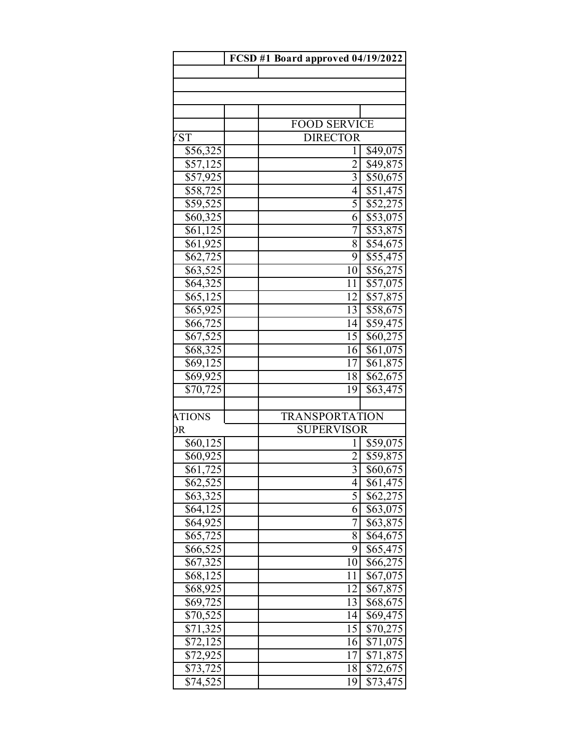| | FCSD #1 Board approved 04/19/2022 | | |
|---|---|---|---|
| | | | |
| | | | |
| | | | |
| | | | |
| | | FOOD SERVICE | |
| YST | | DIRECTOR | |
| $56,325 | | 1 | $49,075 |
| $57,125 | | 2 | $49,875 |
| $57,925 | | 3 | $50,675 |
| $58,725 | | 4 | $51,475 |
| $59,525 | | 5 | $52,275 |
| $60,325 | | 6 | $53,075 |
| $61,125 | | 7 | $53,875 |
| $61,925 | | 8 | $54,675 |
| $62,725 | | 9 | $55,475 |
| $63,525 | | 10 | $56,275 |
| $64,325 | | 11 | $57,075 |
| $65,125 | | 12 | $57,875 |
| $65,925 | | 13 | $58,675 |
| $66,725 | | 14 | $59,475 |
| $67,525 | | 15 | $60,275 |
| $68,325 | | 16 | $61,075 |
| $69,125 | | 17 | $61,875 |
| $69,925 | | 18 | $62,675 |
| $70,725 | | 19 | $63,475 |
| | | | |
| ATIONS | | TRANSPORTATION | |
| DR | | SUPERVISOR | |
| $60,125 | | 1 | $59,075 |
| $60,925 | | 2 | $59,875 |
| $61,725 | | 3 | $60,675 |
| $62,525 | | 4 | $61,475 |
| $63,325 | | 5 | $62,275 |
| $64,125 | | 6 | $63,075 |
| $64,925 | | 7 | $63,875 |
| $65,725 | | 8 | $64,675 |
| $66,525 | | 9 | $65,475 |
| $67,325 | | 10 | $66,275 |
| $68,125 | | 11 | $67,075 |
| $68,925 | | 12 | $67,875 |
| $69,725 | | 13 | $68,675 |
| $70,525 | | 14 | $69,475 |
| $71,325 | | 15 | $70,275 |
| $72,125 | | 16 | $71,075 |
| $72,925 | | 17 | $71,875 |
| $73,725 | | 18 | $72,675 |
| $74,525 | | 19 | $73,475 |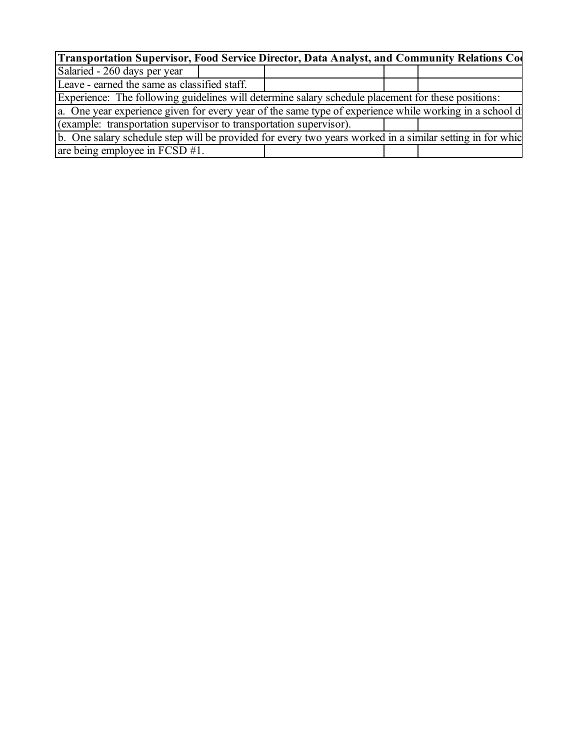**Transportation Supervisor, Food Service Director, Data Analyst, and Community Relations Co**

Salaried - 260 days per year

Leave - earned the same as classified staff.

Experience: The following guidelines will determine salary schedule placement for these positions:

a. One year experience given for every year of the same type of experience while working in a school di
(example: transportation supervisor to transportation supervisor).

b. One salary schedule step will be provided for every two years worked in a similar setting in for whic
are being employee in FCSD #1.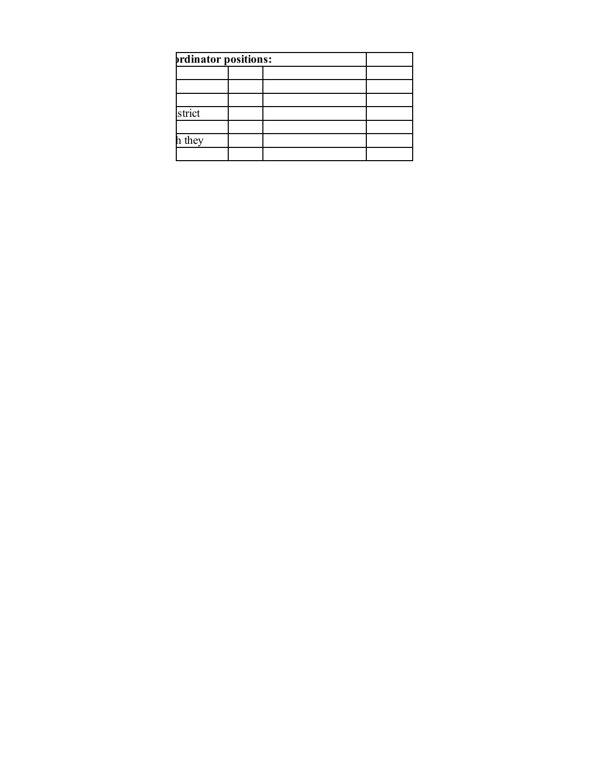| ordinator positions: | | | |
|---|---|---|---|
| | | | |
| | | | |
| | | | |
| strict | | | |
| | | | |
| h they | | | |
| | | | |